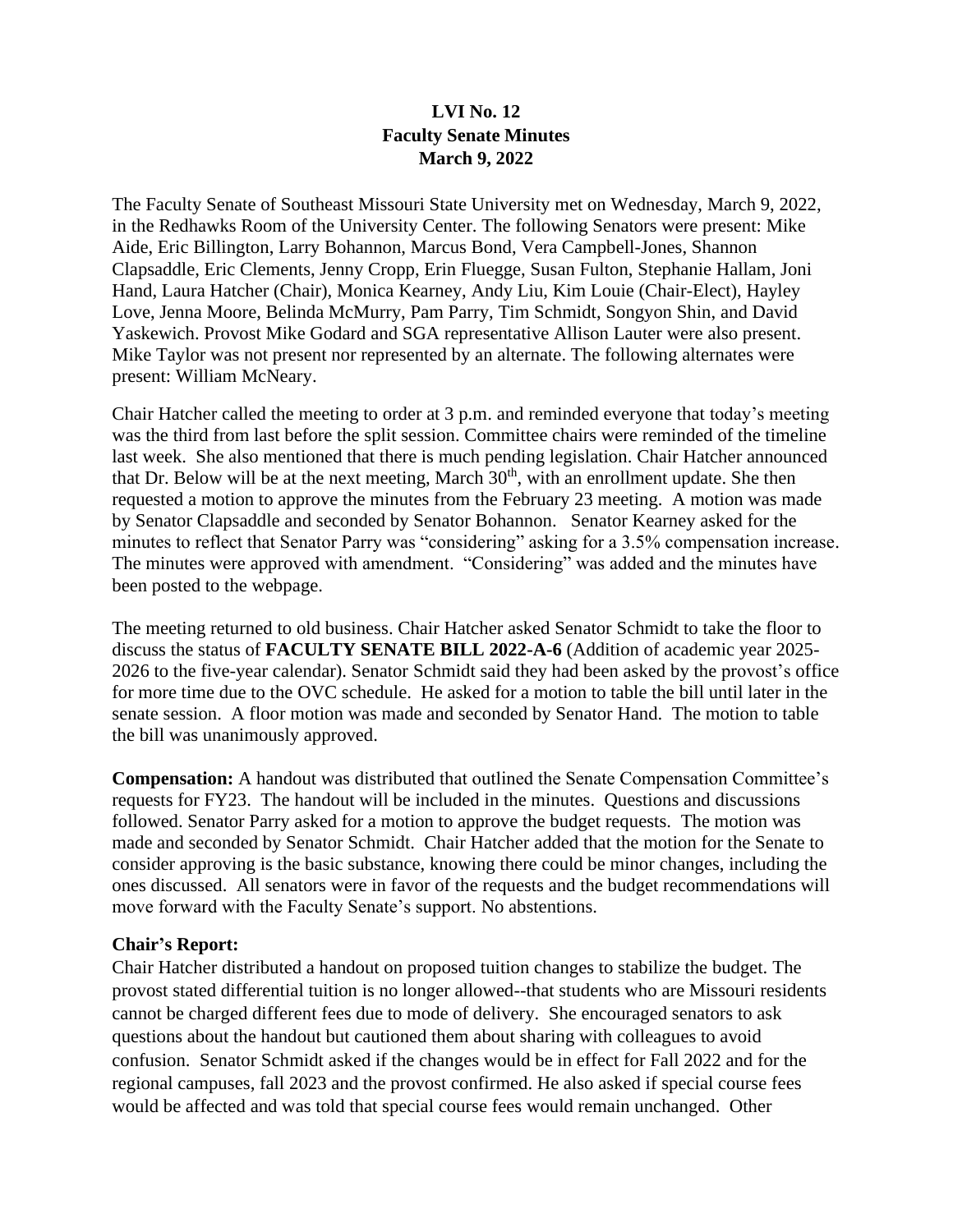**LVI No. 12**
**Faculty Senate Minutes**
**March 9, 2022**

The Faculty Senate of Southeast Missouri State University met on Wednesday, March 9, 2022, in the Redhawks Room of the University Center. The following Senators were present: Mike Aide, Eric Billington, Larry Bohannon, Marcus Bond, Vera Campbell-Jones, Shannon Clapsaddle, Eric Clements, Jenny Cropp, Erin Fluegge, Susan Fulton, Stephanie Hallam, Joni Hand, Laura Hatcher (Chair), Monica Kearney, Andy Liu, Kim Louie (Chair-Elect), Hayley Love, Jenna Moore, Belinda McMurry, Pam Parry, Tim Schmidt, Songyon Shin, and David Yaskewich. Provost Mike Godard and SGA representative Allison Lauter were also present. Mike Taylor was not present nor represented by an alternate. The following alternates were present: William McNeary.

Chair Hatcher called the meeting to order at 3 p.m. and reminded everyone that today's meeting was the third from last before the split session. Committee chairs were reminded of the timeline last week. She also mentioned that there is much pending legislation. Chair Hatcher announced that Dr. Below will be at the next meeting, March 30th, with an enrollment update. She then requested a motion to approve the minutes from the February 23 meeting. A motion was made by Senator Clapsaddle and seconded by Senator Bohannon. Senator Kearney asked for the minutes to reflect that Senator Parry was "considering" asking for a 3.5% compensation increase. The minutes were approved with amendment. "Considering" was added and the minutes have been posted to the webpage.

The meeting returned to old business. Chair Hatcher asked Senator Schmidt to take the floor to discuss the status of **FACULTY SENATE BILL 2022-A-6** (Addition of academic year 2025-2026 to the five-year calendar). Senator Schmidt said they had been asked by the provost's office for more time due to the OVC schedule. He asked for a motion to table the bill until later in the senate session. A floor motion was made and seconded by Senator Hand. The motion to table the bill was unanimously approved.

**Compensation:** A handout was distributed that outlined the Senate Compensation Committee's requests for FY23. The handout will be included in the minutes. Questions and discussions followed. Senator Parry asked for a motion to approve the budget requests. The motion was made and seconded by Senator Schmidt. Chair Hatcher added that the motion for the Senate to consider approving is the basic substance, knowing there could be minor changes, including the ones discussed. All senators were in favor of the requests and the budget recommendations will move forward with the Faculty Senate's support. No abstentions.

**Chair's Report:**
Chair Hatcher distributed a handout on proposed tuition changes to stabilize the budget. The provost stated differential tuition is no longer allowed--that students who are Missouri residents cannot be charged different fees due to mode of delivery. She encouraged senators to ask questions about the handout but cautioned them about sharing with colleagues to avoid confusion. Senator Schmidt asked if the changes would be in effect for Fall 2022 and for the regional campuses, fall 2023 and the provost confirmed. He also asked if special course fees would be affected and was told that special course fees would remain unchanged. Other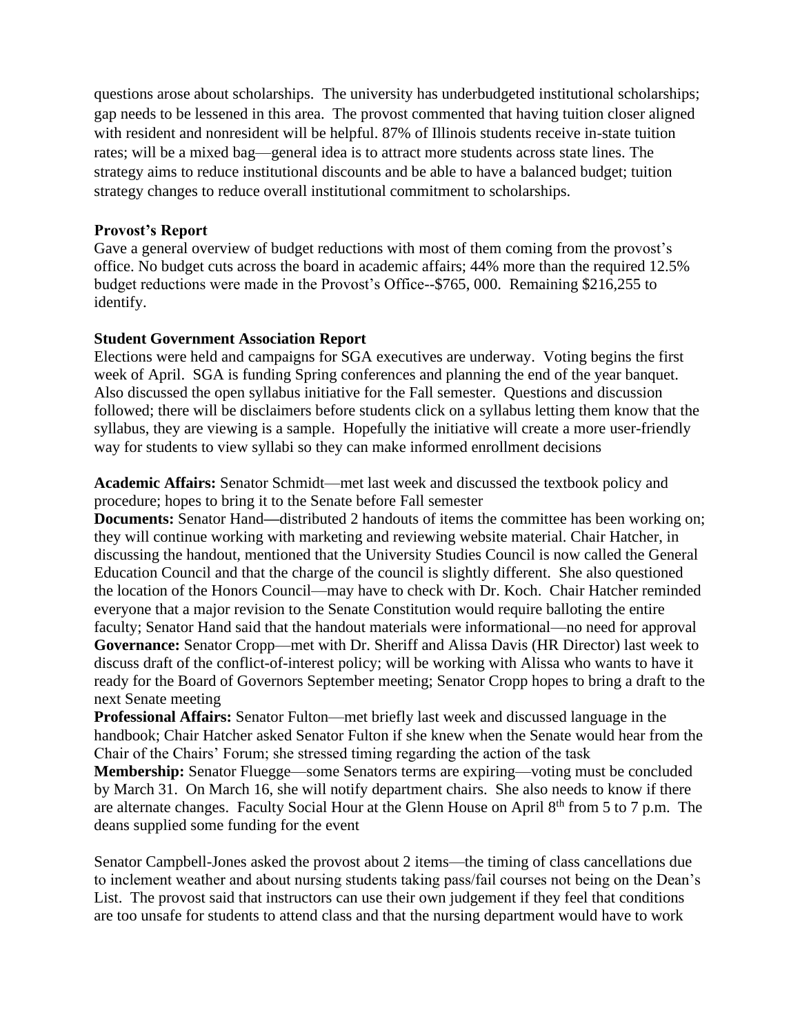questions arose about scholarships. The university has underbudgeted institutional scholarships; gap needs to be lessened in this area. The provost commented that having tuition closer aligned with resident and nonresident will be helpful. 87% of Illinois students receive in-state tuition rates; will be a mixed bag—general idea is to attract more students across state lines. The strategy aims to reduce institutional discounts and be able to have a balanced budget; tuition strategy changes to reduce overall institutional commitment to scholarships.

**Provost's Report**

Gave a general overview of budget reductions with most of them coming from the provost's office. No budget cuts across the board in academic affairs; 44% more than the required 12.5% budget reductions were made in the Provost's Office--$765, 000. Remaining $216,255 to identify.

**Student Government Association Report**

Elections were held and campaigns for SGA executives are underway. Voting begins the first week of April. SGA is funding Spring conferences and planning the end of the year banquet. Also discussed the open syllabus initiative for the Fall semester. Questions and discussion followed; there will be disclaimers before students click on a syllabus letting them know that the syllabus, they are viewing is a sample. Hopefully the initiative will create a more user-friendly way for students to view syllabi so they can make informed enrollment decisions

**Academic Affairs:** Senator Schmidt—met last week and discussed the textbook policy and procedure; hopes to bring it to the Senate before Fall semester

**Documents:** Senator Hand**—**distributed 2 handouts of items the committee has been working on; they will continue working with marketing and reviewing website material. Chair Hatcher, in discussing the handout, mentioned that the University Studies Council is now called the General Education Council and that the charge of the council is slightly different. She also questioned the location of the Honors Council—may have to check with Dr. Koch. Chair Hatcher reminded everyone that a major revision to the Senate Constitution would require balloting the entire faculty; Senator Hand said that the handout materials were informational—no need for approval

**Governance:** Senator Cropp—met with Dr. Sheriff and Alissa Davis (HR Director) last week to discuss draft of the conflict-of-interest policy; will be working with Alissa who wants to have it ready for the Board of Governors September meeting; Senator Cropp hopes to bring a draft to the next Senate meeting

**Professional Affairs:** Senator Fulton—met briefly last week and discussed language in the handbook; Chair Hatcher asked Senator Fulton if she knew when the Senate would hear from the Chair of the Chairs' Forum; she stressed timing regarding the action of the task

**Membership:** Senator Fluegge—some Senators terms are expiring—voting must be concluded by March 31. On March 16, she will notify department chairs. She also needs to know if there are alternate changes. Faculty Social Hour at the Glenn House on April 8th from 5 to 7 p.m. The deans supplied some funding for the event

Senator Campbell-Jones asked the provost about 2 items—the timing of class cancellations due to inclement weather and about nursing students taking pass/fail courses not being on the Dean's List. The provost said that instructors can use their own judgement if they feel that conditions are too unsafe for students to attend class and that the nursing department would have to work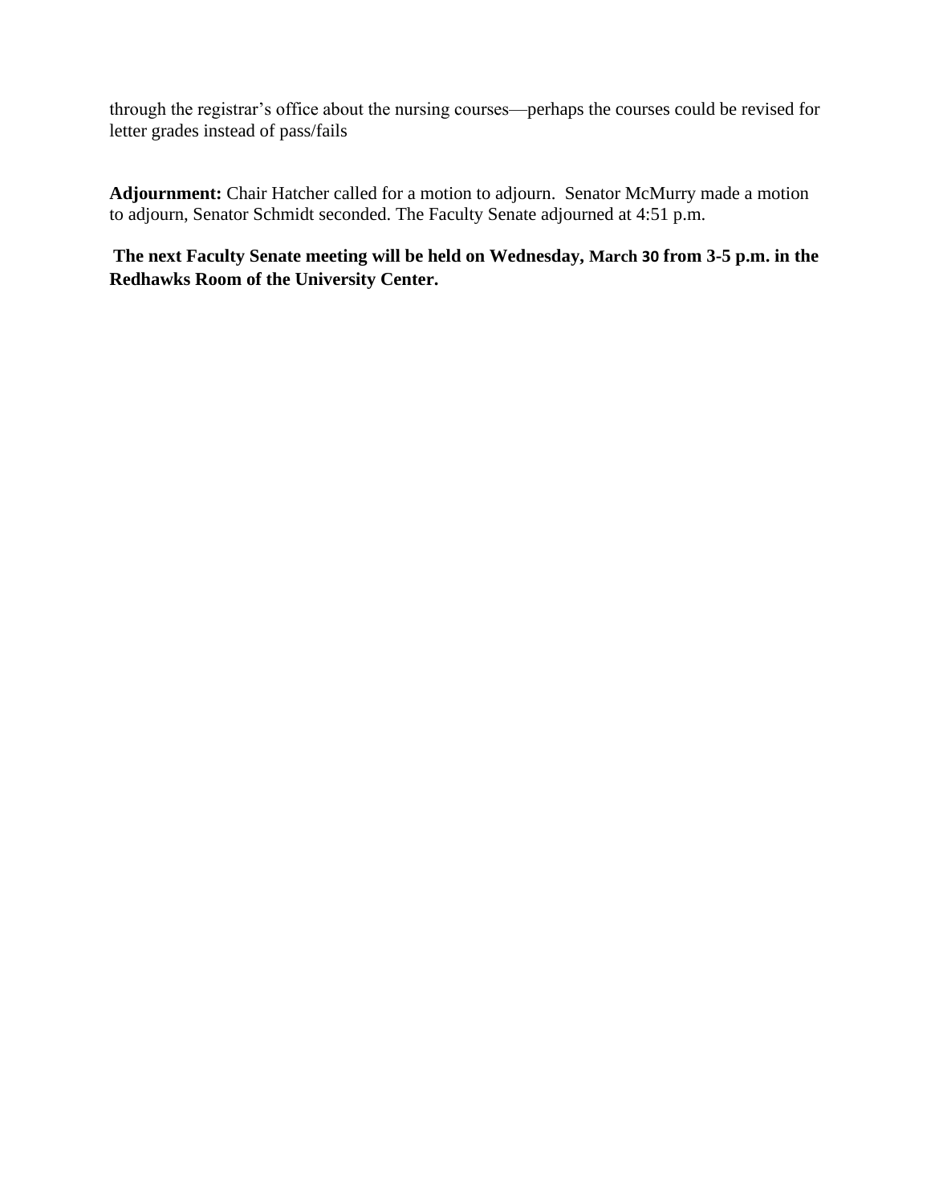through the registrar's office about the nursing courses—perhaps the courses could be revised for letter grades instead of pass/fails

**Adjournment:** Chair Hatcher called for a motion to adjourn. Senator McMurry made a motion to adjourn, Senator Schmidt seconded. The Faculty Senate adjourned at 4:51 p.m.

**The next Faculty Senate meeting will be held on Wednesday, March 30 from 3-5 p.m. in the Redhawks Room of the University Center.**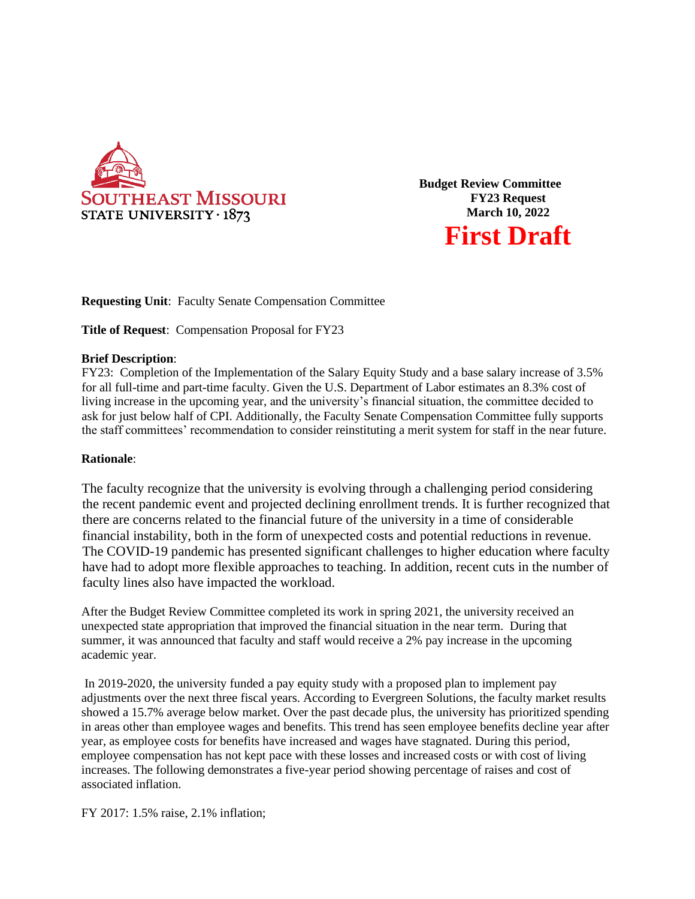**Budget Review Committee**
**FY23 Request**
**March 10, 2022**

# First Draft

**Requesting Unit**: Faculty Senate Compensation Committee

**Title of Request**: Compensation Proposal for FY23

**Brief Description**:
FY23: Completion of the Implementation of the Salary Equity Study and a base salary increase of 3.5% for all full-time and part-time faculty. Given the U.S. Department of Labor estimates an 8.3% cost of living increase in the upcoming year, and the university's financial situation, the committee decided to ask for just below half of CPI. Additionally, the Faculty Senate Compensation Committee fully supports the staff committees' recommendation to consider reinstituting a merit system for staff in the near future.

**Rationale**:

The faculty recognize that the university is evolving through a challenging period considering the recent pandemic event and projected declining enrollment trends. It is further recognized that there are concerns related to the financial future of the university in a time of considerable financial instability, both in the form of unexpected costs and potential reductions in revenue. The COVID-19 pandemic has presented significant challenges to higher education where faculty have had to adopt more flexible approaches to teaching. In addition, recent cuts in the number of faculty lines also have impacted the workload.

After the Budget Review Committee completed its work in spring 2021, the university received an unexpected state appropriation that improved the financial situation in the near term. During that summer, it was announced that faculty and staff would receive a 2% pay increase in the upcoming academic year.

In 2019-2020, the university funded a pay equity study with a proposed plan to implement pay adjustments over the next three fiscal years. According to Evergreen Solutions, the faculty market results showed a 15.7% average below market. Over the past decade plus, the university has prioritized spending in areas other than employee wages and benefits. This trend has seen employee benefits decline year after year, as employee costs for benefits have increased and wages have stagnated. During this period, employee compensation has not kept pace with these losses and increased costs or with cost of living increases. The following demonstrates a five-year period showing percentage of raises and cost of associated inflation.

FY 2017: 1.5% raise, 2.1% inflation;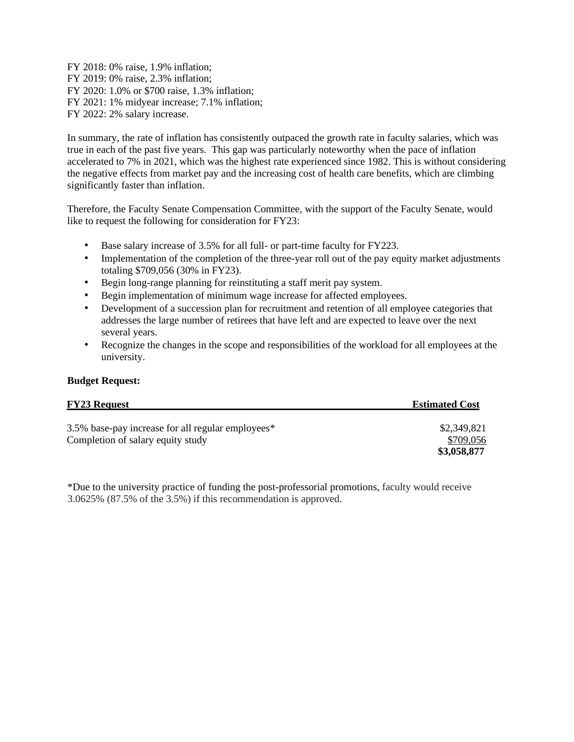FY 2018: 0% raise, 1.9% inflation;
FY 2019: 0% raise, 2.3% inflation;
FY 2020: 1.0% or $700 raise, 1.3% inflation;
FY 2021: 1% midyear increase; 7.1% inflation;
FY 2022: 2% salary increase.

In summary, the rate of inflation has consistently outpaced the growth rate in faculty salaries, which was true in each of the past five years. This gap was particularly noteworthy when the pace of inflation accelerated to 7% in 2021, which was the highest rate experienced since 1982. This is without considering the negative effects from market pay and the increasing cost of health care benefits, which are climbing significantly faster than inflation.

Therefore, the Faculty Senate Compensation Committee, with the support of the Faculty Senate, would like to request the following for consideration for FY23:

- Base salary increase of 3.5% for all full- or part-time faculty for FY223.
- Implementation of the completion of the three-year roll out of the pay equity market adjustments totaling $709,056 (30% in FY23).
- Begin long-range planning for reinstituting a staff merit pay system.
- Begin implementation of minimum wage increase for affected employees.
- Development of a succession plan for recruitment and retention of all employee categories that addresses the large number of retirees that have left and are expected to leave over the next several years.
- Recognize the changes in the scope and responsibilities of the workload for all employees at the university.

**Budget Request:**

| FY23 Request | Estimated Cost |
|---|---|
| 3.5% base-pay increase for all regular employees* | $2,349,821 |
| Completion of salary equity study | $709,056 |
| | **$3,058,877** |

*Due to the university practice of funding the post-professorial promotions, faculty would receive 3.0625% (87.5% of the 3.5%) if this recommendation is approved.